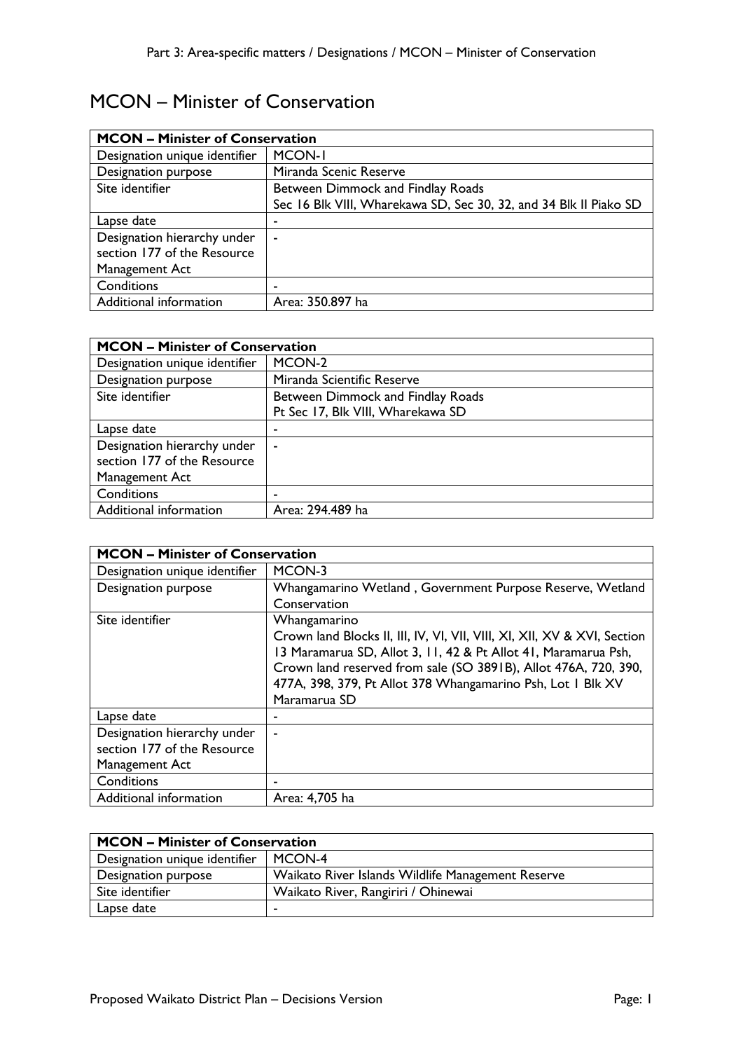# MCON – Minister of Conservation

| **MCON – Minister of Conservation** | |
|---|---|
| Designation unique identifier | MCON-1 |
| Designation purpose | Miranda Scenic Reserve |
| Site identifier | Between Dimmock and Findlay Roads<br>Sec 16 Blk VIII, Wharekawa SD, Sec 30, 32, and 34 Blk II Piako SD |
| Lapse date | - |
| Designation hierarchy under section 177 of the Resource Management Act | - |
| Conditions | - |
| Additional information | Area: 350.897 ha |

| **MCON – Minister of Conservation** | |
|---|---|
| Designation unique identifier | MCON-2 |
| Designation purpose | Miranda Scientific Reserve |
| Site identifier | Between Dimmock and Findlay Roads<br>Pt Sec 17, Blk VIII, Wharekawa SD |
| Lapse date | - |
| Designation hierarchy under section 177 of the Resource Management Act | - |
| Conditions | - |
| Additional information | Area: 294.489 ha |

| **MCON – Minister of Conservation** | |
|---|---|
| Designation unique identifier | MCON-3 |
| Designation purpose | Whangamarino Wetland , Government Purpose Reserve, Wetland Conservation |
| Site identifier | Whangamarino<br>Crown land Blocks II, III, IV, VI, VII, VIII, XI, XII, XV & XVI, Section 13 Maramarua SD, Allot 3, 11, 42 & Pt Allot 41, Maramarua Psh, Crown land reserved from sale (SO 3891B), Allot 476A, 720, 390, 477A, 398, 379, Pt Allot 378 Whangamarino Psh, Lot 1 Blk XV Maramarua SD |
| Lapse date | - |
| Designation hierarchy under section 177 of the Resource Management Act | - |
| Conditions | - |
| Additional information | Area: 4,705 ha |

| **MCON – Minister of Conservation** | |
|---|---|
| Designation unique identifier | MCON-4 |
| Designation purpose | Waikato River Islands Wildlife Management Reserve |
| Site identifier | Waikato River, Rangiriri / Ohinewai |
| Lapse date | - |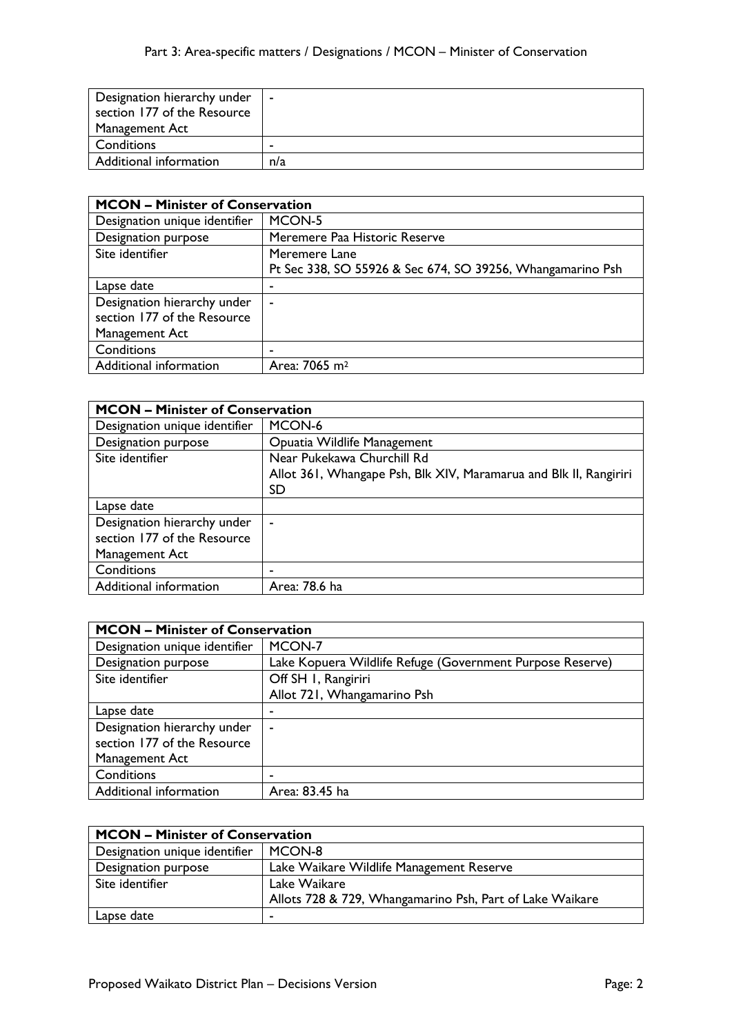| Designation hierarchy under section 177 of the Resource Management Act | - |
|---|---|
| Conditions | - |
| Additional information | n/a |

| MCON – Minister of Conservation | |
|---|---|
| Designation unique identifier | MCON-5 |
| Designation purpose | Meremere Paa Historic Reserve |
| Site identifier | Meremere Lane<br>Pt Sec 338, SO 55926 & Sec 674, SO 39256, Whangamarino Psh |
| Lapse date | - |
| Designation hierarchy under section 177 of the Resource Management Act | - |
| Conditions | - |
| Additional information | Area: 7065 m$^2$ |

| MCON – Minister of Conservation | |
|---|---|
| Designation unique identifier | MCON-6 |
| Designation purpose | Opuatia Wildlife Management |
| Site identifier | Near Pukekawa Churchill Rd<br>Allot 361, Whangape Psh, Blk XIV, Maramarua and Blk II, Rangiriri SD |
| Lapse date | |
| Designation hierarchy under section 177 of the Resource Management Act | - |
| Conditions | - |
| Additional information | Area: 78.6 ha |

| MCON – Minister of Conservation | |
|---|---|
| Designation unique identifier | MCON-7 |
| Designation purpose | Lake Kopuera Wildlife Refuge (Government Purpose Reserve) |
| Site identifier | Off SH 1, Rangiriri<br>Allot 721, Whangamarino Psh |
| Lapse date | - |
| Designation hierarchy under section 177 of the Resource Management Act | - |
| Conditions | - |
| Additional information | Area: 83.45 ha |

| MCON – Minister of Conservation | |
|---|---|
| Designation unique identifier | MCON-8 |
| Designation purpose | Lake Waikare Wildlife Management Reserve |
| Site identifier | Lake Waikare<br>Allots 728 & 729, Whangamarino Psh, Part of Lake Waikare |
| Lapse date | - |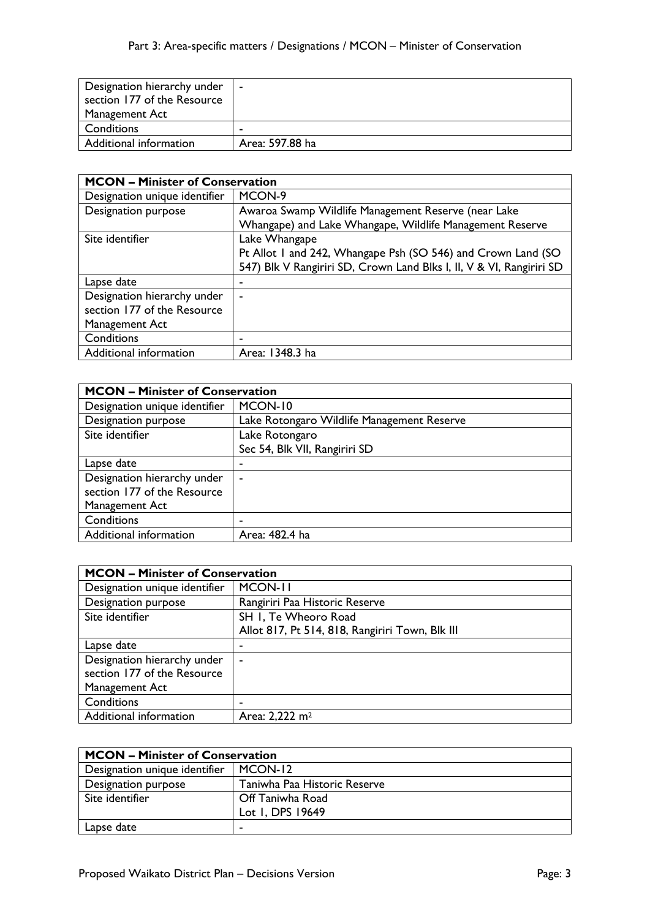| | |
|---|---|
| Designation hierarchy under section 177 of the Resource Management Act | - |
| Conditions | - |
| Additional information | Area: 597.88 ha |

| **MCON – Minister of Conservation** | |
|---|---|
| Designation unique identifier | MCON-9 |
| Designation purpose | Awaroa Swamp Wildlife Management Reserve (near Lake Whangape) and Lake Whangape, Wildlife Management Reserve |
| Site identifier | Lake Whangape<br>Pt Allot 1 and 242, Whangape Psh (SO 546) and Crown Land (SO 547) Blk V Rangiriri SD, Crown Land Blks I, II, V & VI, Rangiriri SD |
| Lapse date | - |
| Designation hierarchy under section 177 of the Resource Management Act | - |
| Conditions | - |
| Additional information | Area: 1348.3 ha |

| **MCON – Minister of Conservation** | |
|---|---|
| Designation unique identifier | MCON-10 |
| Designation purpose | Lake Rotongaro Wildlife Management Reserve |
| Site identifier | Lake Rotongaro<br>Sec 54, Blk VII, Rangiriri SD |
| Lapse date | - |
| Designation hierarchy under section 177 of the Resource Management Act | - |
| Conditions | - |
| Additional information | Area: 482.4 ha |

| **MCON – Minister of Conservation** | |
|---|---|
| Designation unique identifier | MCON-11 |
| Designation purpose | Rangiriri Paa Historic Reserve |
| Site identifier | SH 1, Te Wheoro Road<br>Allot 817, Pt 514, 818, Rangiriri Town, Blk III |
| Lapse date | - |
| Designation hierarchy under section 177 of the Resource Management Act | - |
| Conditions | - |
| Additional information | Area: 2,222 $m^2$ |

| **MCON – Minister of Conservation** | |
|---|---|
| Designation unique identifier | MCON-12 |
| Designation purpose | Taniwha Paa Historic Reserve |
| Site identifier | Off Taniwha Road<br>Lot 1, DPS 19649 |
| Lapse date | - |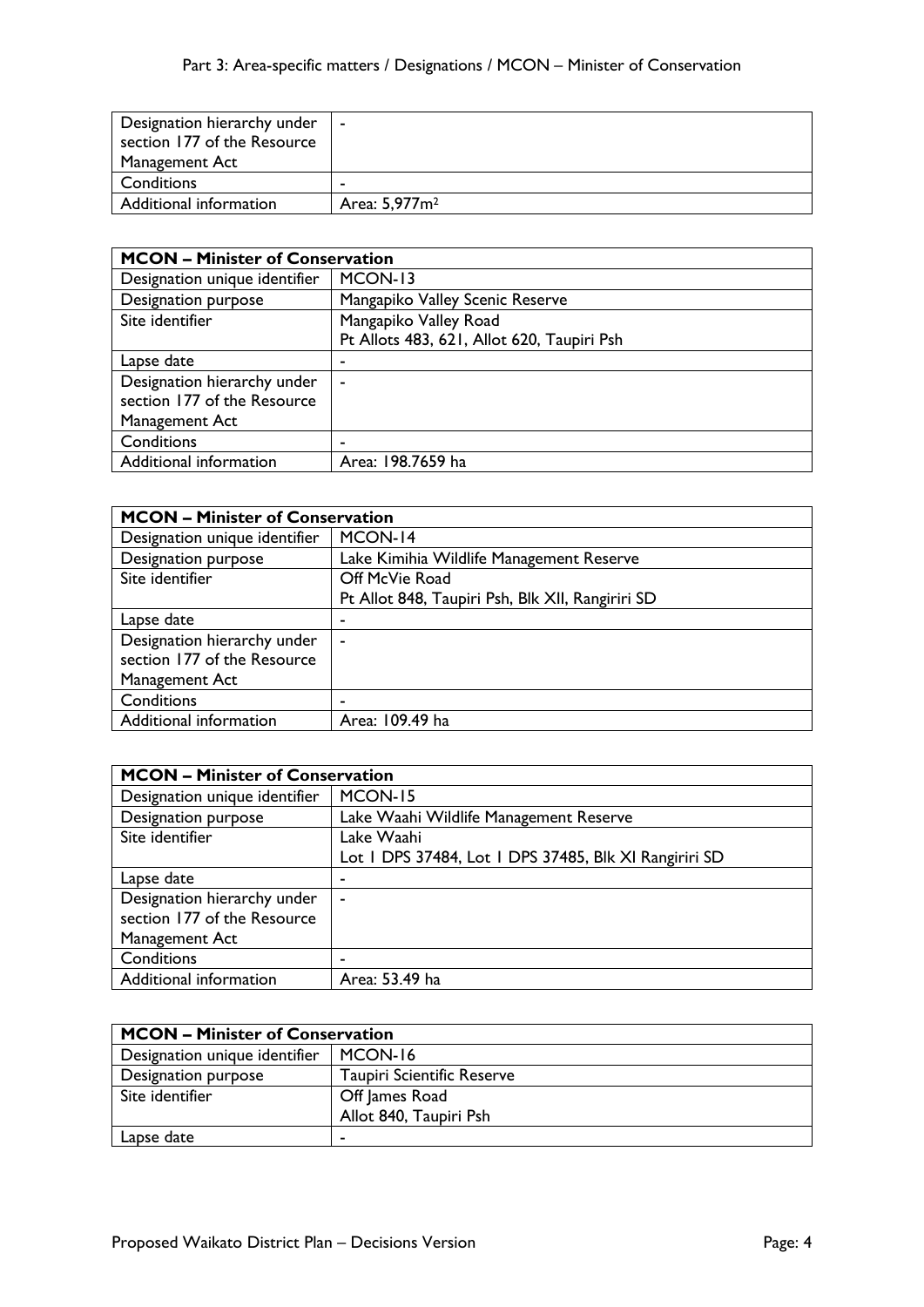| Designation hierarchy under section 177 of the Resource Management Act | - |
|---|---|
| Conditions | - |
| Additional information | Area: 5,977m$^2$ |

| MCON – Minister of Conservation | |
|---|---|
| Designation unique identifier | MCON-13 |
| Designation purpose | Mangapiko Valley Scenic Reserve |
| Site identifier | Mangapiko Valley Road<br>Pt Allots 483, 621, Allot 620, Taupiri Psh |
| Lapse date | - |
| Designation hierarchy under section 177 of the Resource Management Act | - |
| Conditions | - |
| Additional information | Area: 198.7659 ha |

| MCON – Minister of Conservation | |
|---|---|
| Designation unique identifier | MCON-14 |
| Designation purpose | Lake Kimihia Wildlife Management Reserve |
| Site identifier | Off McVie Road<br>Pt Allot 848, Taupiri Psh, Blk XII, Rangiriri SD |
| Lapse date | - |
| Designation hierarchy under section 177 of the Resource Management Act | - |
| Conditions | - |
| Additional information | Area: 109.49 ha |

| MCON – Minister of Conservation | |
|---|---|
| Designation unique identifier | MCON-15 |
| Designation purpose | Lake Waahi Wildlife Management Reserve |
| Site identifier | Lake Waahi<br>Lot 1 DPS 37484, Lot 1 DPS 37485, Blk XI Rangiriri SD |
| Lapse date | - |
| Designation hierarchy under section 177 of the Resource Management Act | - |
| Conditions | - |
| Additional information | Area: 53.49 ha |

| MCON – Minister of Conservation | |
|---|---|
| Designation unique identifier | MCON-16 |
| Designation purpose | Taupiri Scientific Reserve |
| Site identifier | Off James Road<br>Allot 840, Taupiri Psh |
| Lapse date | - |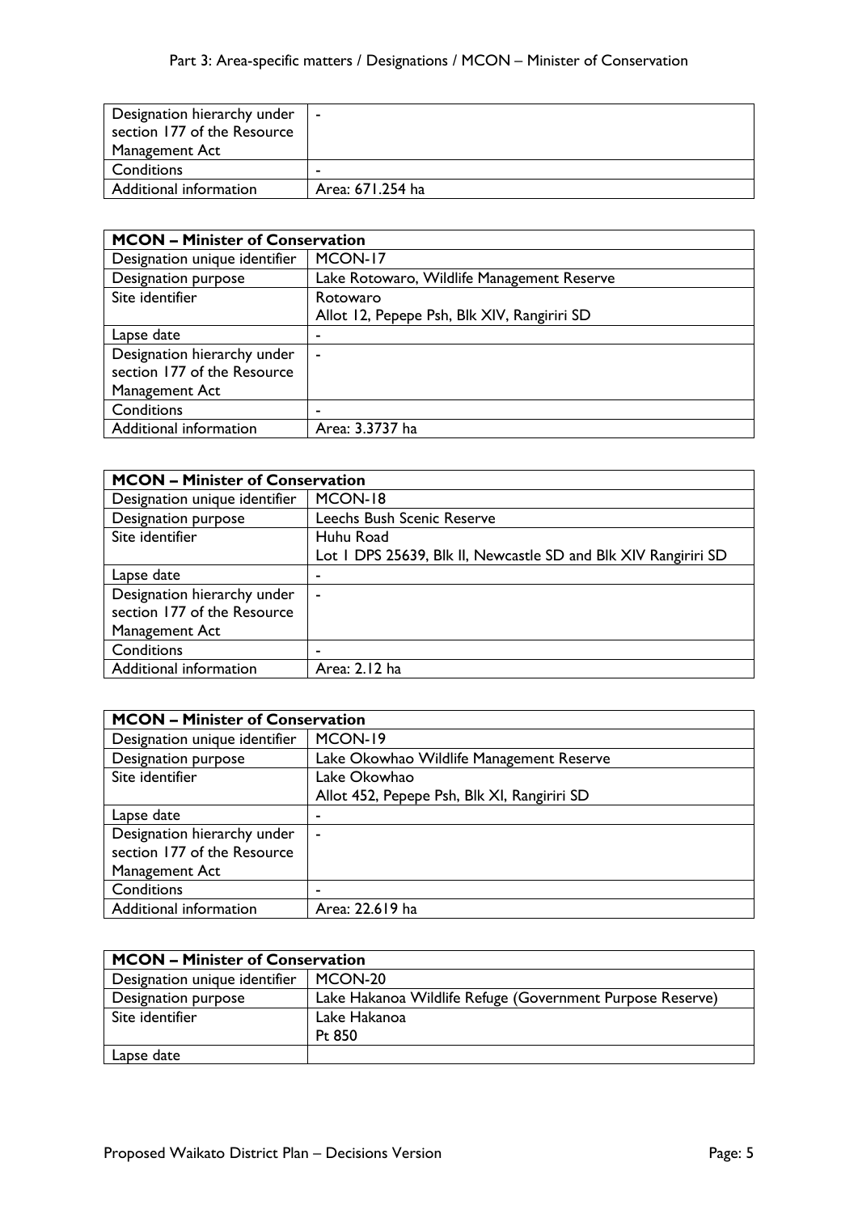| Designation hierarchy under section 177 of the Resource Management Act | - |
|---|---|
| Conditions | - |
| Additional information | Area: 671.254 ha |

| **MCON – Minister of Conservation** | |
|---|---|
| Designation unique identifier | MCON-17 |
| Designation purpose | Lake Rotowaro, Wildlife Management Reserve |
| Site identifier | Rotowaro<br>Allot 12, Pepepe Psh, Blk XIV, Rangiriri SD |
| Lapse date | - |
| Designation hierarchy under section 177 of the Resource Management Act | - |
| Conditions | - |
| Additional information | Area: 3.3737 ha |

| **MCON – Minister of Conservation** | |
|---|---|
| Designation unique identifier | MCON-18 |
| Designation purpose | Leechs Bush Scenic Reserve |
| Site identifier | Huhu Road<br>Lot 1 DPS 25639, Blk II, Newcastle SD and Blk XIV Rangiriri SD |
| Lapse date | - |
| Designation hierarchy under section 177 of the Resource Management Act | - |
| Conditions | - |
| Additional information | Area: 2.12 ha |

| **MCON – Minister of Conservation** | |
|---|---|
| Designation unique identifier | MCON-19 |
| Designation purpose | Lake Okowhao Wildlife Management Reserve |
| Site identifier | Lake Okowhao<br>Allot 452, Pepepe Psh, Blk XI, Rangiriri SD |
| Lapse date | - |
| Designation hierarchy under section 177 of the Resource Management Act | - |
| Conditions | - |
| Additional information | Area: 22.619 ha |

| **MCON – Minister of Conservation** | |
|---|---|
| Designation unique identifier | MCON-20 |
| Designation purpose | Lake Hakanoa Wildlife Refuge (Government Purpose Reserve) |
| Site identifier | Lake Hakanoa<br>Pt 850 |
| Lapse date | |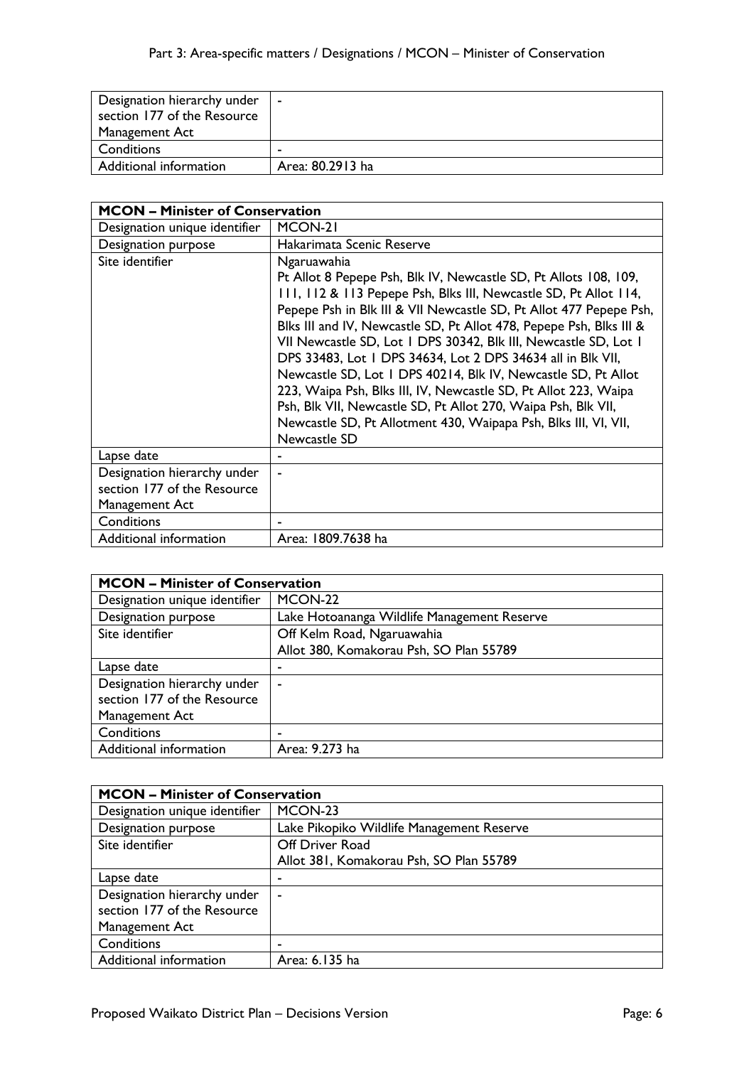| Designation hierarchy under section 177 of the Resource Management Act | - |
|---|---|
| Conditions | - |
| Additional information | Area: 80.2913 ha |

| MCON – Minister of Conservation | |
|---|---|
| Designation unique identifier | MCON-21 |
| Designation purpose | Hakarimata Scenic Reserve |
| Site identifier | Ngaruawahia<br>Pt Allot 8 Pepepe Psh, Blk IV, Newcastle SD, Pt Allots 108, 109, 111, 112 & 113 Pepepe Psh, Blks III, Newcastle SD, Pt Allot 114, Pepepe Psh in Blk III & VII Newcastle SD, Pt Allot 477 Pepepe Psh, Blks III and IV, Newcastle SD, Pt Allot 478, Pepepe Psh, Blks III & VII Newcastle SD, Lot 1 DPS 30342, Blk III, Newcastle SD, Lot 1 DPS 33483, Lot 1 DPS 34634, Lot 2 DPS 34634 all in Blk VII, Newcastle SD, Lot 1 DPS 40214, Blk IV, Newcastle SD, Pt Allot 223, Waipa Psh, Blks III, IV, Newcastle SD, Pt Allot 223, Waipa Psh, Blk VII, Newcastle SD, Pt Allot 270, Waipa Psh, Blk VII, Newcastle SD, Pt Allotment 430, Waipapa Psh, Blks III, VI, VII, Newcastle SD |
| Lapse date | - |
| Designation hierarchy under section 177 of the Resource Management Act | - |
| Conditions | - |
| Additional information | Area: 1809.7638 ha |

| MCON – Minister of Conservation | |
|---|---|
| Designation unique identifier | MCON-22 |
| Designation purpose | Lake Hotoananga Wildlife Management Reserve |
| Site identifier | Off Kelm Road, Ngaruawahia<br>Allot 380, Komakorau Psh, SO Plan 55789 |
| Lapse date | - |
| Designation hierarchy under section 177 of the Resource Management Act | - |
| Conditions | - |
| Additional information | Area: 9.273 ha |

| MCON – Minister of Conservation | |
|---|---|
| Designation unique identifier | MCON-23 |
| Designation purpose | Lake Pikopiko Wildlife Management Reserve |
| Site identifier | Off Driver Road<br>Allot 381, Komakorau Psh, SO Plan 55789 |
| Lapse date | - |
| Designation hierarchy under section 177 of the Resource Management Act | - |
| Conditions | - |
| Additional information | Area: 6.135 ha |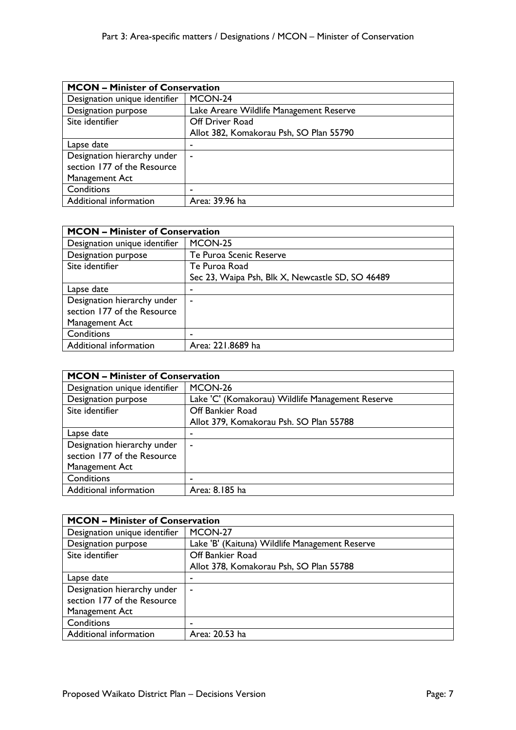| MCON – Minister of Conservation | |
|---|---|
| Designation unique identifier | MCON-24 |
| Designation purpose | Lake Areare Wildlife Management Reserve |
| Site identifier | Off Driver Road<br>Allot 382, Komakorau Psh, SO Plan 55790 |
| Lapse date | - |
| Designation hierarchy under section 177 of the Resource Management Act | - |
| Conditions | - |
| Additional information | Area: 39.96 ha |

| MCON – Minister of Conservation | |
|---|---|
| Designation unique identifier | MCON-25 |
| Designation purpose | Te Puroa Scenic Reserve |
| Site identifier | Te Puroa Road<br>Sec 23, Waipa Psh, Blk X, Newcastle SD, SO 46489 |
| Lapse date | - |
| Designation hierarchy under section 177 of the Resource Management Act | - |
| Conditions | - |
| Additional information | Area: 221.8689 ha |

| MCON – Minister of Conservation | |
|---|---|
| Designation unique identifier | MCON-26 |
| Designation purpose | Lake 'C' (Komakorau) Wildlife Management Reserve |
| Site identifier | Off Bankier Road<br>Allot 379, Komakorau Psh. SO Plan 55788 |
| Lapse date | - |
| Designation hierarchy under section 177 of the Resource Management Act | - |
| Conditions | - |
| Additional information | Area: 8.185 ha |

| MCON – Minister of Conservation | |
|---|---|
| Designation unique identifier | MCON-27 |
| Designation purpose | Lake 'B' (Kaituna) Wildlife Management Reserve |
| Site identifier | Off Bankier Road<br>Allot 378, Komakorau Psh, SO Plan 55788 |
| Lapse date | - |
| Designation hierarchy under section 177 of the Resource Management Act | - |
| Conditions | - |
| Additional information | Area: 20.53 ha |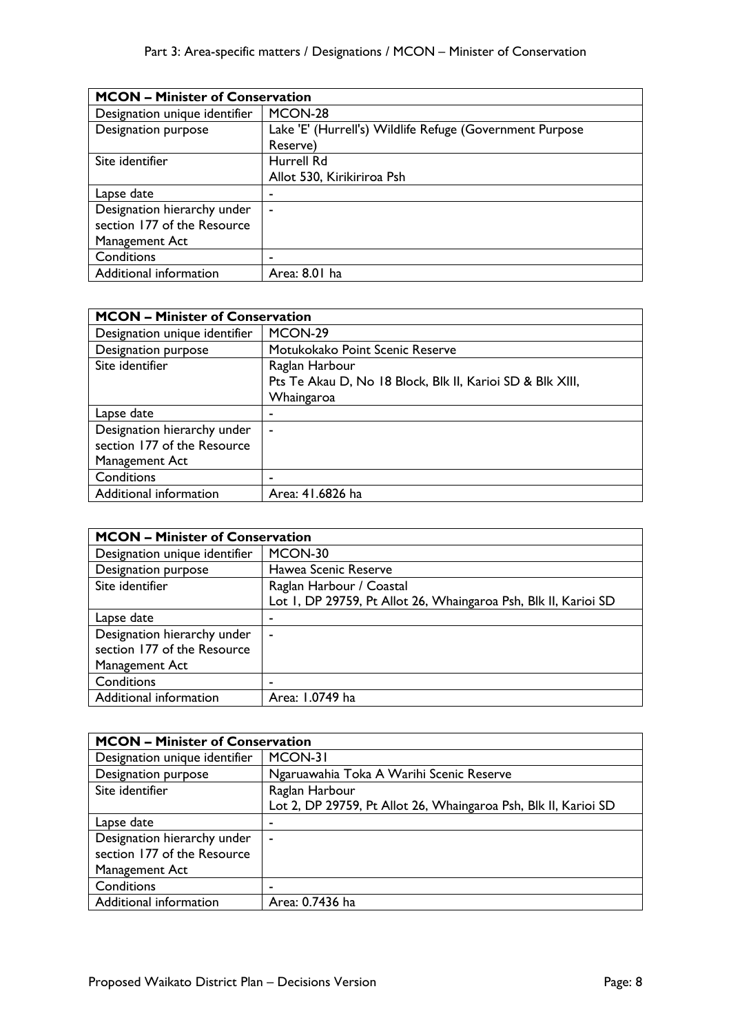| MCON – Minister of Conservation | |
|---|---|
| Designation unique identifier | MCON-28 |
| Designation purpose | Lake 'E' (Hurrell's) Wildlife Refuge (Government Purpose Reserve) |
| Site identifier | Hurrell Rd<br>Allot 530, Kirikiriroa Psh |
| Lapse date | - |
| Designation hierarchy under section 177 of the Resource Management Act | - |
| Conditions | - |
| Additional information | Area: 8.01 ha |

| MCON – Minister of Conservation | |
|---|---|
| Designation unique identifier | MCON-29 |
| Designation purpose | Motukokako Point Scenic Reserve |
| Site identifier | Raglan Harbour<br>Pts Te Akau D, No 18 Block, Blk II, Karioi SD & Blk XIII, Whaingaroa |
| Lapse date | - |
| Designation hierarchy under section 177 of the Resource Management Act | - |
| Conditions | - |
| Additional information | Area: 41.6826 ha |

| MCON – Minister of Conservation | |
|---|---|
| Designation unique identifier | MCON-30 |
| Designation purpose | Hawea Scenic Reserve |
| Site identifier | Raglan Harbour / Coastal<br>Lot 1, DP 29759, Pt Allot 26, Whaingaroa Psh, Blk II, Karioi SD |
| Lapse date | - |
| Designation hierarchy under section 177 of the Resource Management Act | - |
| Conditions | - |
| Additional information | Area: 1.0749 ha |

| MCON – Minister of Conservation | |
|---|---|
| Designation unique identifier | MCON-31 |
| Designation purpose | Ngaruawahia Toka A Warihi Scenic Reserve |
| Site identifier | Raglan Harbour<br>Lot 2, DP 29759, Pt Allot 26, Whaingaroa Psh, Blk II, Karioi SD |
| Lapse date | - |
| Designation hierarchy under section 177 of the Resource Management Act | - |
| Conditions | - |
| Additional information | Area: 0.7436 ha |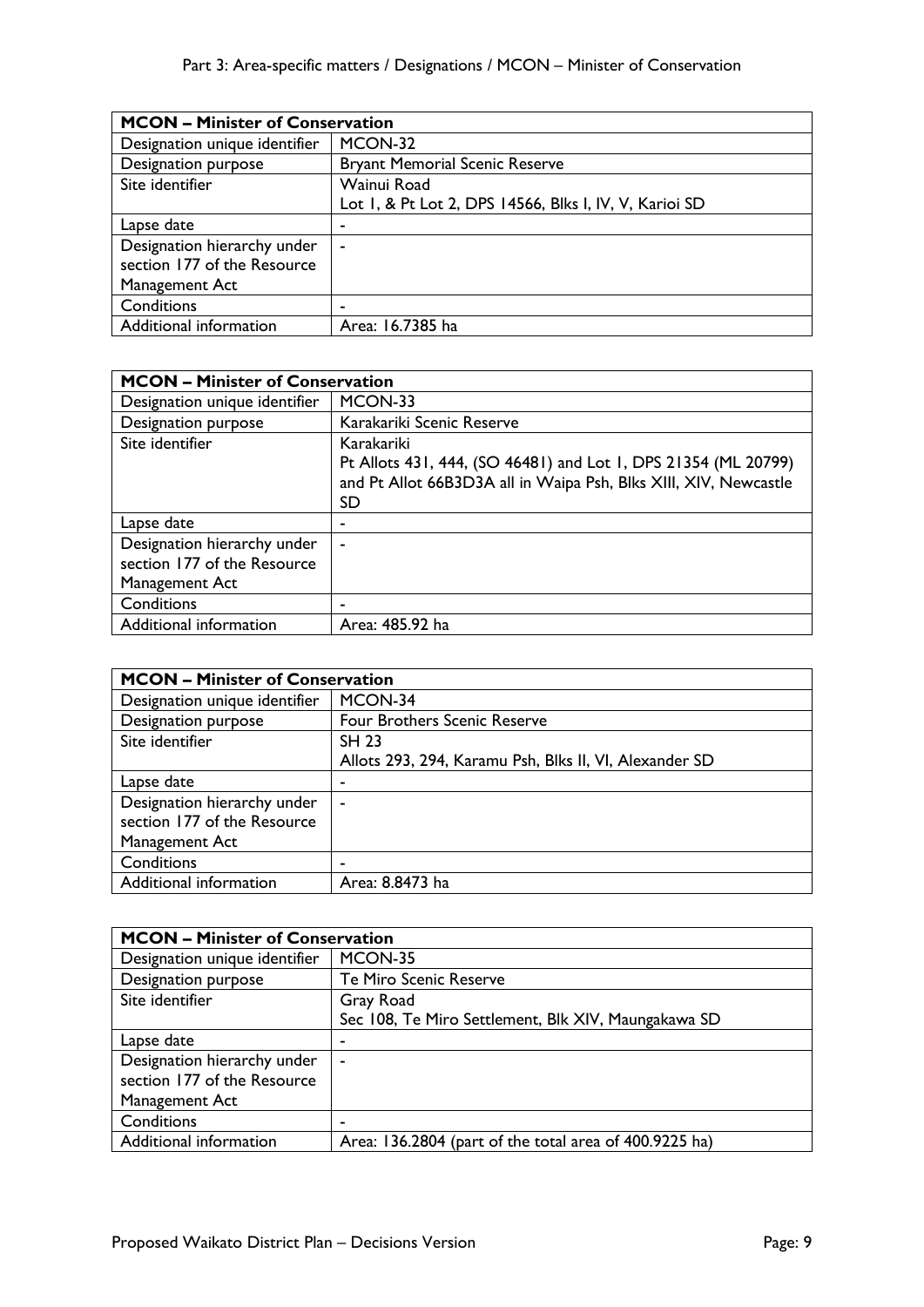| MCON – Minister of Conservation | |
|---|---|
| Designation unique identifier | MCON-32 |
| Designation purpose | Bryant Memorial Scenic Reserve |
| Site identifier | Wainui Road<br>Lot 1, & Pt Lot 2, DPS 14566, Blks I, IV, V, Karioi SD |
| Lapse date | - |
| Designation hierarchy under section 177 of the Resource Management Act | - |
| Conditions | - |
| Additional information | Area: 16.7385 ha |

| MCON – Minister of Conservation | |
|---|---|
| Designation unique identifier | MCON-33 |
| Designation purpose | Karakariki Scenic Reserve |
| Site identifier | Karakariki<br>Pt Allots 431, 444, (SO 46481) and Lot 1, DPS 21354 (ML 20799) and Pt Allot 66B3D3A all in Waipa Psh, Blks XIII, XIV, Newcastle SD |
| Lapse date | - |
| Designation hierarchy under section 177 of the Resource Management Act | - |
| Conditions | - |
| Additional information | Area: 485.92 ha |

| MCON – Minister of Conservation | |
|---|---|
| Designation unique identifier | MCON-34 |
| Designation purpose | Four Brothers Scenic Reserve |
| Site identifier | SH 23<br>Allots 293, 294, Karamu Psh, Blks II, VI, Alexander SD |
| Lapse date | - |
| Designation hierarchy under section 177 of the Resource Management Act | - |
| Conditions | - |
| Additional information | Area: 8.8473 ha |

| MCON – Minister of Conservation | |
|---|---|
| Designation unique identifier | MCON-35 |
| Designation purpose | Te Miro Scenic Reserve |
| Site identifier | Gray Road<br>Sec 108, Te Miro Settlement, Blk XIV, Maungakawa SD |
| Lapse date | - |
| Designation hierarchy under section 177 of the Resource Management Act | - |
| Conditions | - |
| Additional information | Area: 136.2804 (part of the total area of 400.9225 ha) |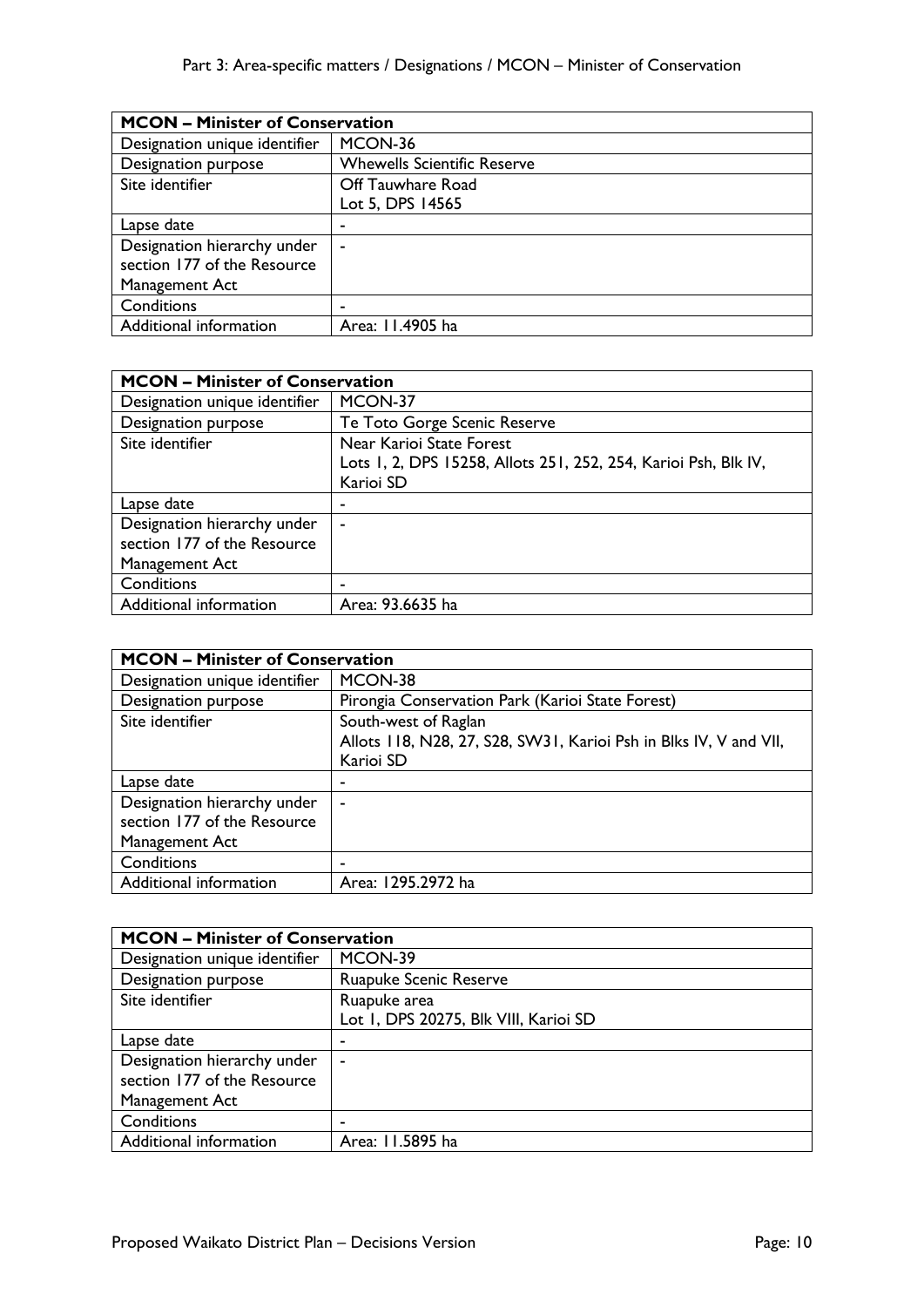| MCON – Minister of Conservation | |
|---|---|
| Designation unique identifier | MCON-36 |
| Designation purpose | Whewells Scientific Reserve |
| Site identifier | Off Tauwhare Road<br>Lot 5, DPS 14565 |
| Lapse date | - |
| Designation hierarchy under section 177 of the Resource Management Act | - |
| Conditions | - |
| Additional information | Area: 11.4905 ha |

| MCON – Minister of Conservation | |
|---|---|
| Designation unique identifier | MCON-37 |
| Designation purpose | Te Toto Gorge Scenic Reserve |
| Site identifier | Near Karioi State Forest<br>Lots 1, 2, DPS 15258, Allots 251, 252, 254, Karioi Psh, Blk IV, Karioi SD |
| Lapse date | - |
| Designation hierarchy under section 177 of the Resource Management Act | - |
| Conditions | - |
| Additional information | Area: 93.6635 ha |

| MCON – Minister of Conservation | |
|---|---|
| Designation unique identifier | MCON-38 |
| Designation purpose | Pirongia Conservation Park (Karioi State Forest) |
| Site identifier | South-west of Raglan<br>Allots 118, N28, 27, S28, SW31, Karioi Psh in Blks IV, V and VII, Karioi SD |
| Lapse date | - |
| Designation hierarchy under section 177 of the Resource Management Act | - |
| Conditions | - |
| Additional information | Area: 1295.2972 ha |

| MCON – Minister of Conservation | |
|---|---|
| Designation unique identifier | MCON-39 |
| Designation purpose | Ruapuke Scenic Reserve |
| Site identifier | Ruapuke area<br>Lot 1, DPS 20275, Blk VIII, Karioi SD |
| Lapse date | - |
| Designation hierarchy under section 177 of the Resource Management Act | - |
| Conditions | - |
| Additional information | Area: 11.5895 ha |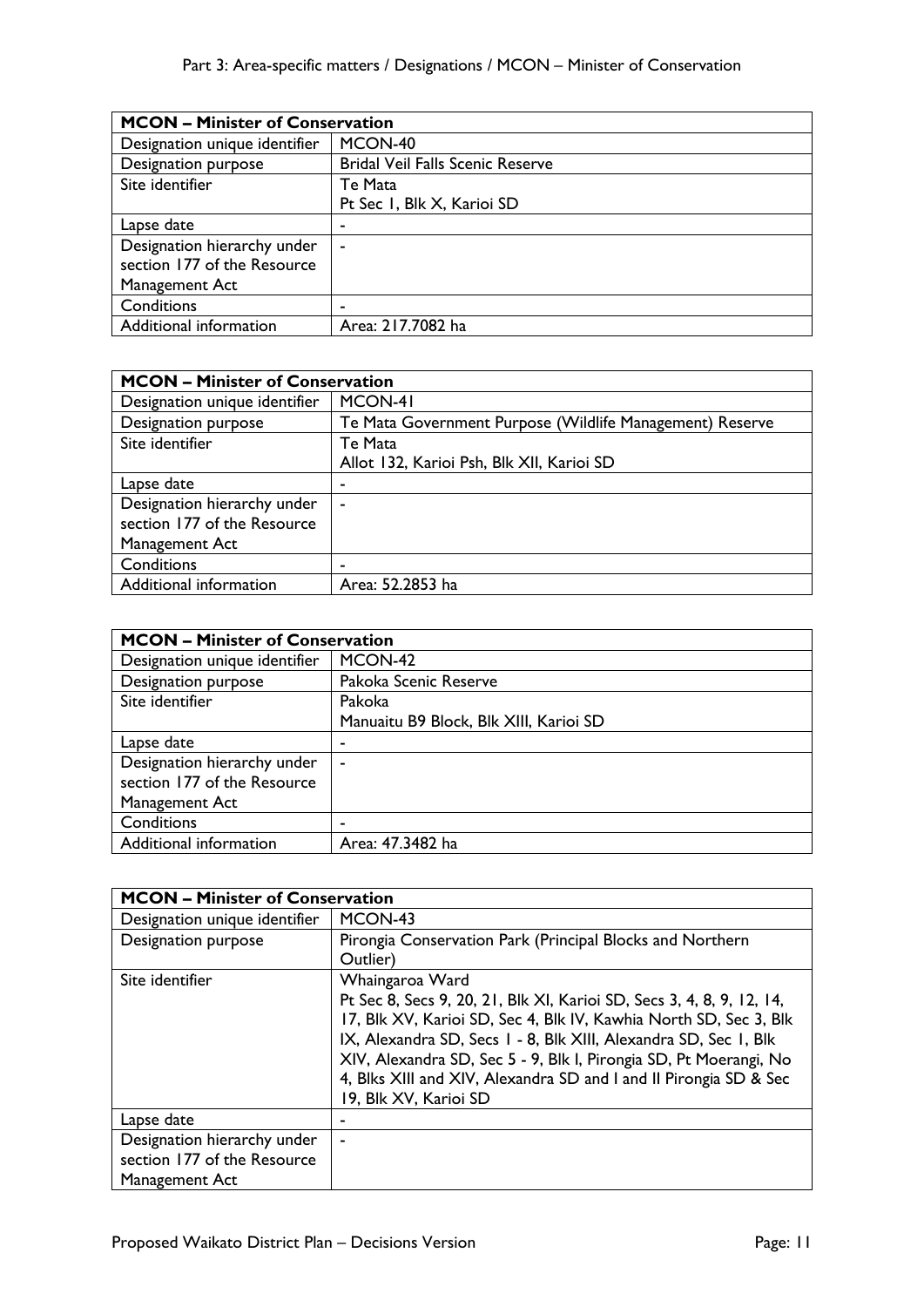| MCON – Minister of Conservation | |
|---|---|
| Designation unique identifier | MCON-40 |
| Designation purpose | Bridal Veil Falls Scenic Reserve |
| Site identifier | Te Mata<br>Pt Sec 1, Blk X, Karioi SD |
| Lapse date | - |
| Designation hierarchy under section 177 of the Resource Management Act | - |
| Conditions | - |
| Additional information | Area: 217.7082 ha |

| MCON – Minister of Conservation | |
|---|---|
| Designation unique identifier | MCON-41 |
| Designation purpose | Te Mata Government Purpose (Wildlife Management) Reserve |
| Site identifier | Te Mata<br>Allot 132, Karioi Psh, Blk XII, Karioi SD |
| Lapse date | - |
| Designation hierarchy under section 177 of the Resource Management Act | - |
| Conditions | - |
| Additional information | Area: 52.2853 ha |

| MCON – Minister of Conservation | |
|---|---|
| Designation unique identifier | MCON-42 |
| Designation purpose | Pakoka Scenic Reserve |
| Site identifier | Pakoka<br>Manuaitu B9 Block, Blk XIII, Karioi SD |
| Lapse date | - |
| Designation hierarchy under section 177 of the Resource Management Act | - |
| Conditions | - |
| Additional information | Area: 47.3482 ha |

| MCON – Minister of Conservation | |
|---|---|
| Designation unique identifier | MCON-43 |
| Designation purpose | Pirongia Conservation Park (Principal Blocks and Northern Outlier) |
| Site identifier | Whaingaroa Ward<br>Pt Sec 8, Secs 9, 20, 21, Blk XI, Karioi SD, Secs 3, 4, 8, 9, 12, 14, 17, Blk XV, Karioi SD, Sec 4, Blk IV, Kawhia North SD, Sec 3, Blk IX, Alexandra SD, Secs 1 - 8, Blk XIII, Alexandra SD, Sec 1, Blk XIV, Alexandra SD, Sec 5 - 9, Blk I, Pirongia SD, Pt Moerangi, No 4, Blks XIII and XIV, Alexandra SD and I and II Pirongia SD & Sec 19, Blk XV, Karioi SD |
| Lapse date | - |
| Designation hierarchy under section 177 of the Resource Management Act | - |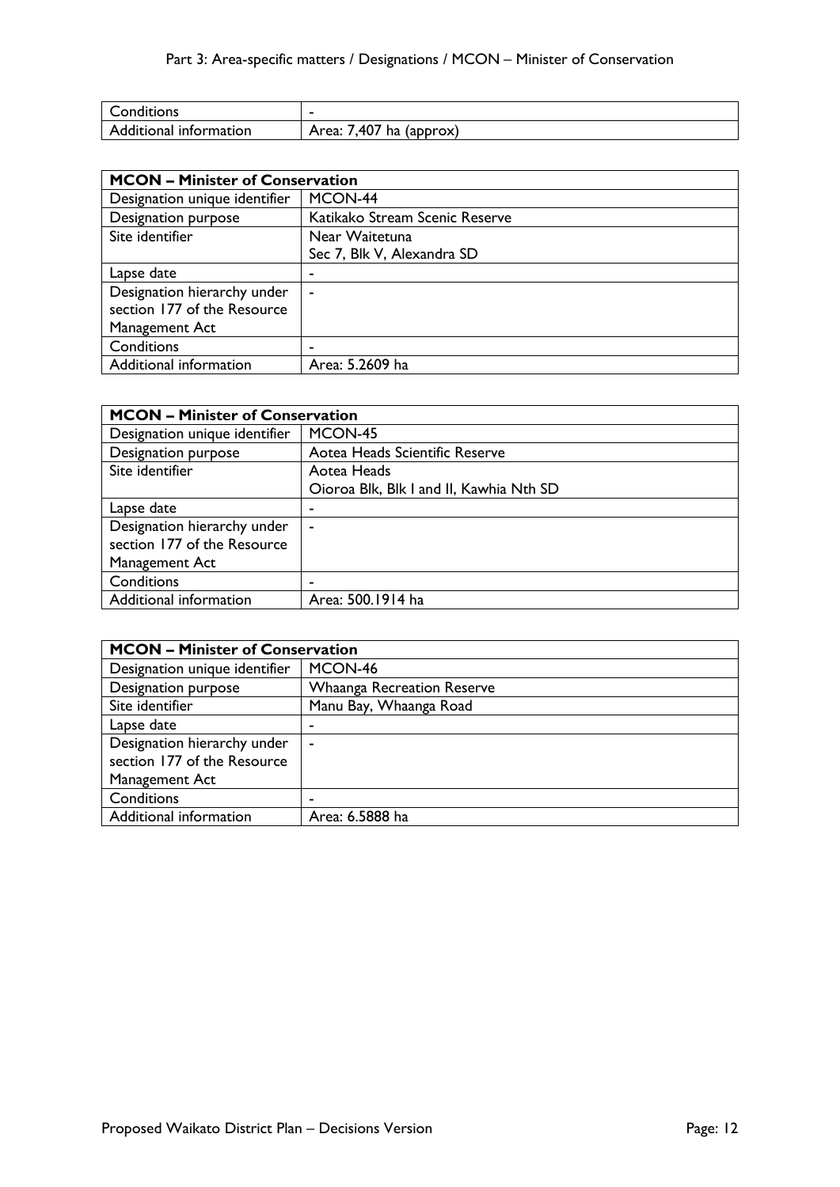| | |
|---|---|
| Conditions | - |
| Additional information | Area: 7,407 ha (approx) |

| **MCON – Minister of Conservation** | |
|---|---|
| Designation unique identifier | MCON-44 |
| Designation purpose | Katikako Stream Scenic Reserve |
| Site identifier | Near Waitetuna<br>Sec 7, Blk V, Alexandra SD |
| Lapse date | - |
| Designation hierarchy under section 177 of the Resource Management Act | - |
| Conditions | - |
| Additional information | Area: 5.2609 ha |

| **MCON – Minister of Conservation** | |
|---|---|
| Designation unique identifier | MCON-45 |
| Designation purpose | Aotea Heads Scientific Reserve |
| Site identifier | Aotea Heads<br>Oioroa Blk, Blk I and II, Kawhia Nth SD |
| Lapse date | - |
| Designation hierarchy under section 177 of the Resource Management Act | - |
| Conditions | - |
| Additional information | Area: 500.1914 ha |

| **MCON – Minister of Conservation** | |
|---|---|
| Designation unique identifier | MCON-46 |
| Designation purpose | Whaanga Recreation Reserve |
| Site identifier | Manu Bay, Whaanga Road |
| Lapse date | - |
| Designation hierarchy under section 177 of the Resource Management Act | - |
| Conditions | - |
| Additional information | Area: 6.5888 ha |